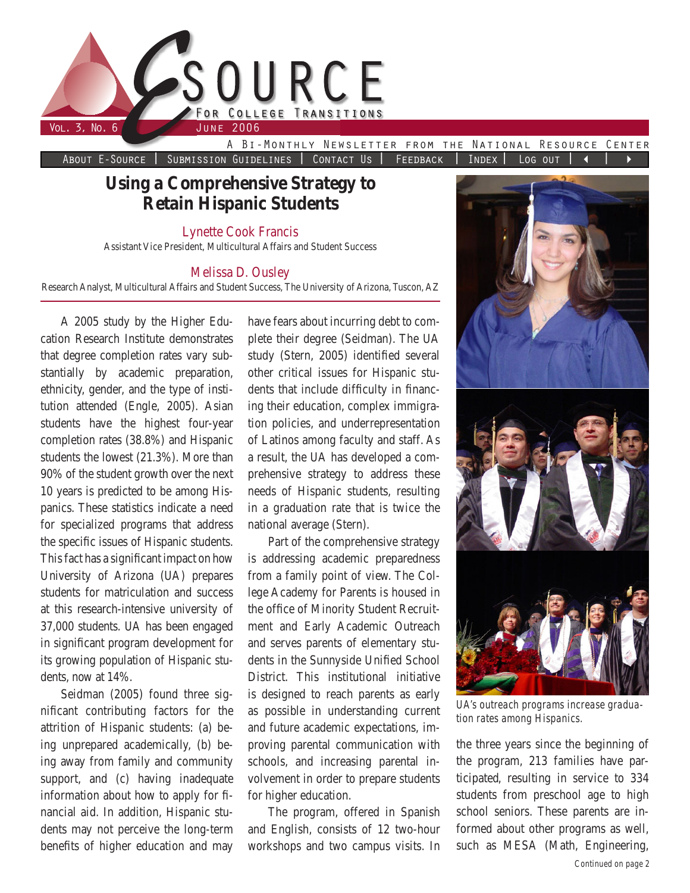# Using a Comprehensive Strategy to Retain Hispanic Students

Lynette Cook Francis
Assistant Vice President, Multicultural Affairs and Student Success

Melissa D. Ousley
Research Analyst, Multicultural Affairs and Student Success, The University of Arizona, Tuscon, AZ

A 2005 study by the Higher Education Research Institute demonstrates that degree completion rates vary substantially by academic preparation, ethnicity, gender, and the type of institution attended (Engle, 2005). Asian students have the highest four-year completion rates (38.8%) and Hispanic students the lowest (21.3%). More than 90% of the student growth over the next 10 years is predicted to be among Hispanics. These statistics indicate a need for specialized programs that address the specific issues of Hispanic students. This fact has a significant impact on how University of Arizona (UA) prepares students for matriculation and success at this research-intensive university of 37,000 students. UA has been engaged in significant program development for its growing population of Hispanic students, now at 14%.

Seidman (2005) found three significant contributing factors for the attrition of Hispanic students: (a) being unprepared academically, (b) being away from family and community support, and (c) having inadequate information about how to apply for financial aid. In addition, Hispanic students may not perceive the long-term benefits of higher education and may have fears about incurring debt to complete their degree (Seidman). The UA study (Stern, 2005) identified several other critical issues for Hispanic students that include difficulty in financing their education, complex immigration policies, and underrepresentation of Latinos among faculty and staff. As a result, the UA has developed a comprehensive strategy to address these needs of Hispanic students, resulting in a graduation rate that is twice the national average (Stern).

Part of the comprehensive strategy is addressing academic preparedness from a family point of view. The College Academy for Parents is housed in the office of Minority Student Recruitment and Early Academic Outreach and serves parents of elementary students in the Sunnyside Unified School District. This institutional initiative is designed to reach parents as early as possible in understanding current and future academic expectations, improving parental communication with schools, and increasing parental involvement in order to prepare students for higher education.

The program, offered in Spanish and English, consists of 12 two-hour workshops and two campus visits. In the three years since the beginning of the program, 213 families have participated, resulting in service to 334 students from preschool age to high school seniors. These parents are informed about other programs as well, such as MESA (Math, Engineering,

*UA's outreach programs increase graduation rates among Hispanics.*

Continued on page 2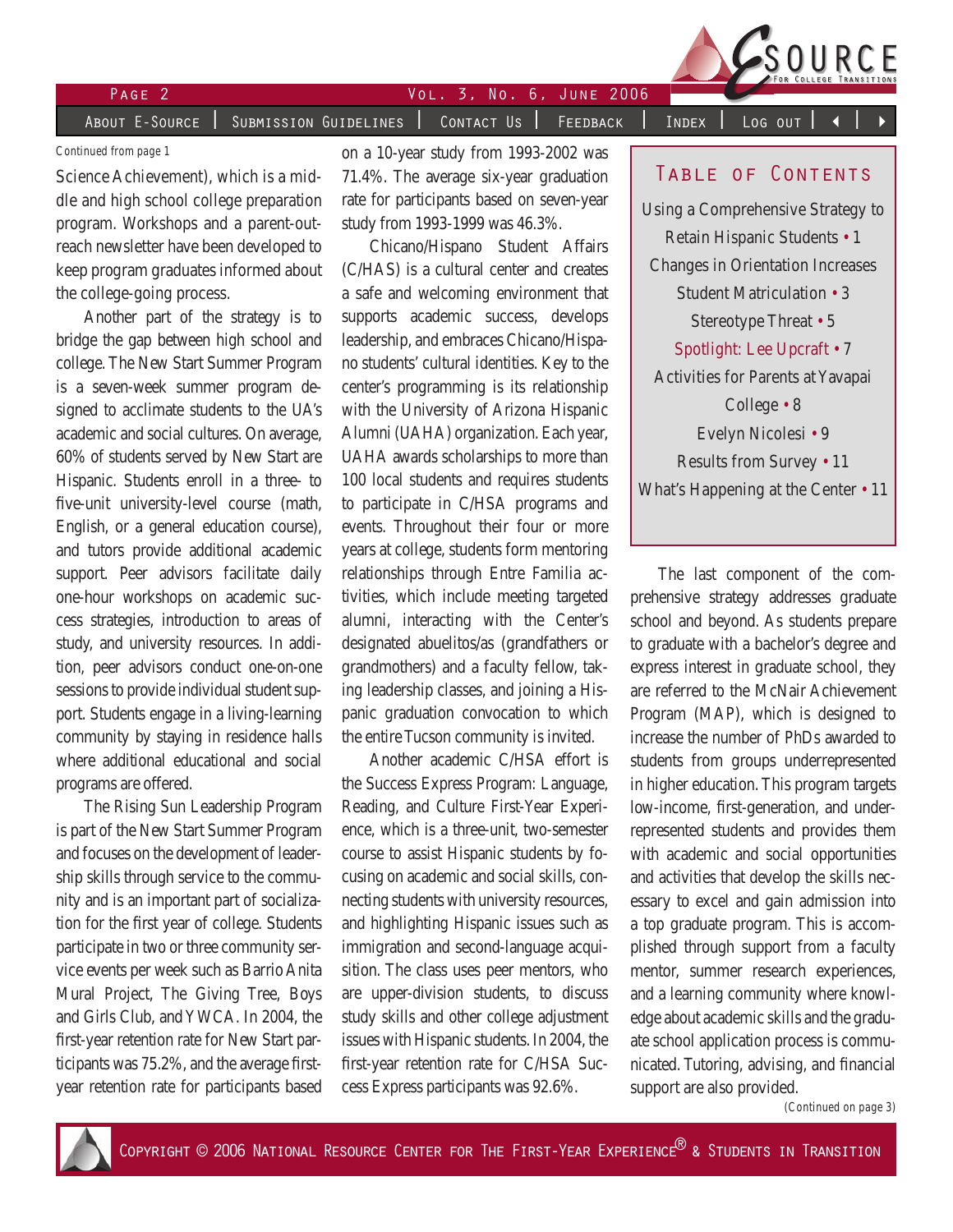*Continued from page 1*

Science Achievement), which is a middle and high school college preparation program. Workshops and a parent-outreach newsletter have been developed to keep program graduates informed about the college-going process.

Another part of the strategy is to bridge the gap between high school and college. The New Start Summer Program is a seven-week summer program designed to acclimate students to the UA's academic and social cultures. On average, 60% of students served by New Start are Hispanic. Students enroll in a three- to five-unit university-level course (math, English, or a general education course), and tutors provide additional academic support. Peer advisors facilitate daily one-hour workshops on academic success strategies, introduction to areas of study, and university resources. In addition, peer advisors conduct one-on-one sessions to provide individual student support. Students engage in a living-learning community by staying in residence halls where additional educational and social programs are offered.

The Rising Sun Leadership Program is part of the New Start Summer Program and focuses on the development of leadership skills through service to the community and is an important part of socialization for the first year of college. Students participate in two or three community service events per week such as Barrio Anita Mural Project, The Giving Tree, Boys and Girls Club, and YWCA. In 2004, the first-year retention rate for New Start participants was 75.2%, and the average first-year retention rate for participants based on a 10-year study from 1993-2002 was 71.4%. The average six-year graduation rate for participants based on seven-year study from 1993-1999 was 46.3%.

Chicano/Hispano Student Affairs (C/HAS) is a cultural center and creates a safe and welcoming environment that supports academic success, develops leadership, and embraces Chicano/Hispano students' cultural identities. Key to the center's programming is its relationship with the University of Arizona Hispanic Alumni (UAHA) organization. Each year, UAHA awards scholarships to more than 100 local students and requires students to participate in C/HSA programs and events. Throughout their four or more years at college, students form mentoring relationships through Entre Familia activities, which include meeting targeted alumni, interacting with the Center's designated abuelitos/as (grandfathers or grandmothers) and a faculty fellow, taking leadership classes, and joining a Hispanic graduation convocation to which the entire Tucson community is invited.

Another academic C/HSA effort is the Success Express Program: Language, Reading, and Culture First-Year Experience, which is a three-unit, two-semester course to assist Hispanic students by focusing on academic and social skills, connecting students with university resources, and highlighting Hispanic issues such as immigration and second-language acquisition. The class uses peer mentors, who are upper-division students, to discuss study skills and other college adjustment issues with Hispanic students. In 2004, the first-year retention rate for C/HSA Success Express participants was 92.6%.

## Table of Contents

Using a Comprehensive Strategy to Retain Hispanic Students • 1

Changes in Orientation Increases Student Matriculation • 3

Stereotype Threat • 5

Spotlight: Lee Upcraft • 7

Activities for Parents at Yavapai College • 8

Evelyn Nicolesi • 9

Results from Survey • 11

What's Happening at the Center • 11

The last component of the comprehensive strategy addresses graduate school and beyond. As students prepare to graduate with a bachelor's degree and express interest in graduate school, they are referred to the McNair Achievement Program (MAP), which is designed to increase the number of PhDs awarded to students from groups underrepresented in higher education. This program targets low-income, first-generation, and underrepresented students and provides them with academic and social opportunities and activities that develop the skills necessary to excel and gain admission into a top graduate program. This is accomplished through support from a faculty mentor, summer research experiences, and a learning community where knowledge about academic skills and the graduate school application process is communicated. Tutoring, advising, and financial support are also provided.

*(Continued on page 3)*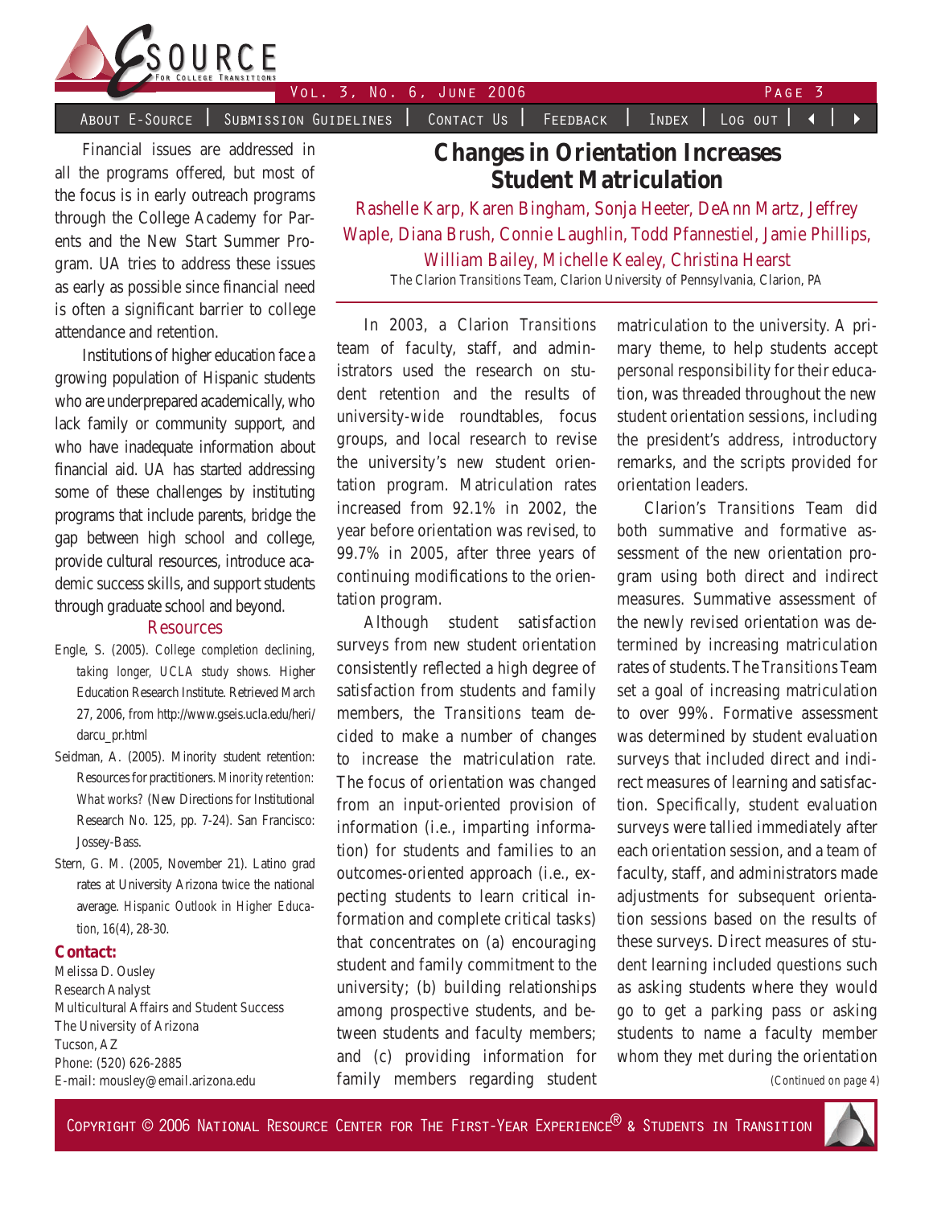Financial issues are addressed in all the programs offered, but most of the focus is in early outreach programs through the College Academy for Parents and the New Start Summer Program. UA tries to address these issues as early as possible since financial need is often a significant barrier to college attendance and retention.

Institutions of higher education face a growing population of Hispanic students who are underprepared academically, who lack family or community support, and who have inadequate information about financial aid. UA has started addressing some of these challenges by instituting programs that include parents, bridge the gap between high school and college, provide cultural resources, introduce academic success skills, and support students through graduate school and beyond.

### Resources

Engle, S. (2005). *College completion declining, taking longer, UCLA study shows.* Higher Education Research Institute. Retrieved March 27, 2006, from http://www.gseis.ucla.edu/heri/darcu_pr.html

Seidman, A. (2005). Minority student retention: Resources for practitioners. *Minority retention: What works?* (New Directions for Institutional Research No. 125, pp. 7-24). San Francisco: Jossey-Bass.

Stern, G. M. (2005, November 21). Latino grad rates at University Arizona twice the national average. *Hispanic Outlook in Higher Education, 16*(4), 28-30.

**Contact:**
Melissa D. Ousley
Research Analyst
Multicultural Affairs and Student Success
The University of Arizona
Tucson, AZ
Phone: (520) 626-2885
E-mail: mousley@email.arizona.edu

# Changes in Orientation Increases Student Matriculation

Rashelle Karp, Karen Bingham, Sonja Heeter, DeAnn Martz, Jeffrey Waple, Diana Brush, Connie Laughlin, Todd Pfannestiel, Jamie Phillips, William Bailey, Michelle Kealey, Christina Hearst

The Clarion *Transitions* Team, Clarion University of Pennsylvania, Clarion, PA

In 2003, a Clarion *Transitions* team of faculty, staff, and administrators used the research on student retention and the results of university-wide roundtables, focus groups, and local research to revise the university's new student orientation program. Matriculation rates increased from 92.1% in 2002, the year before orientation was revised, to 99.7% in 2005, after three years of continuing modifications to the orientation program.

Although student satisfaction surveys from new student orientation consistently reflected a high degree of satisfaction from students and family members, the *Transitions* team decided to make a number of changes to increase the matriculation rate. The focus of orientation was changed from an input-oriented provision of information (i.e., imparting information) for students and families to an outcomes-oriented approach (i.e., expecting students to learn critical information and complete critical tasks) that concentrates on (a) encouraging student and family commitment to the university; (b) building relationships among prospective students, and between students and faculty members; and (c) providing information for family members regarding student matriculation to the university. A primary theme, to help students accept personal responsibility for their education, was threaded throughout the new student orientation sessions, including the president's address, introductory remarks, and the scripts provided for orientation leaders.

Clarion's *Transitions* Team did both summative and formative assessment of the new orientation program using both direct and indirect measures. Summative assessment of the newly revised orientation was determined by increasing matriculation rates of students. The *Transitions* Team set a goal of increasing matriculation to over 99%. Formative assessment was determined by student evaluation surveys that included direct and indirect measures of learning and satisfaction. Specifically, student evaluation surveys were tallied immediately after each orientation session, and a team of faculty, staff, and administrators made adjustments for subsequent orientation sessions based on the results of these surveys. Direct measures of student learning included questions such as asking students where they would go to get a parking pass or asking students to name a faculty member whom they met during the orientation

*(Continued on page 4)*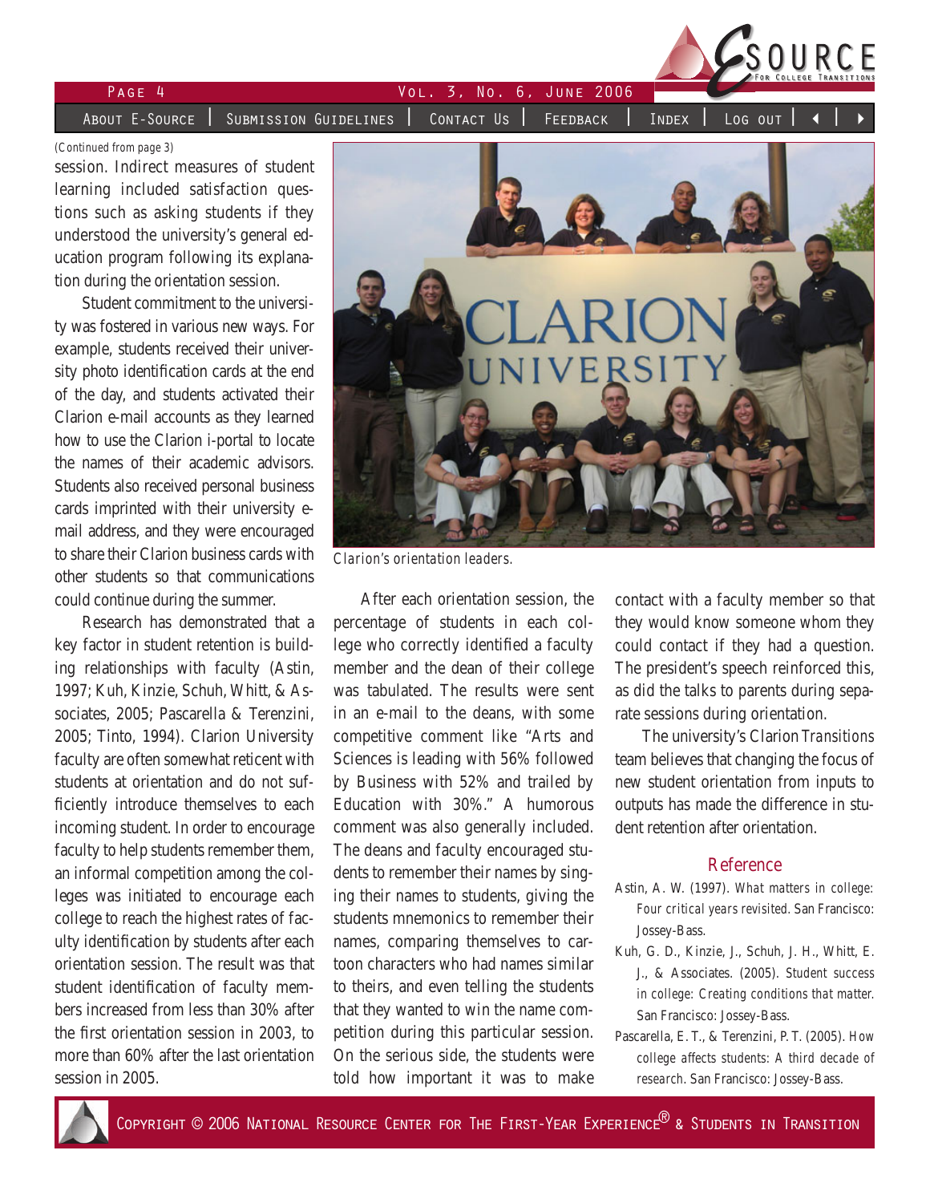(Continued from page 3)

session. Indirect measures of student learning included satisfaction questions such as asking students if they understood the university's general education program following its explanation during the orientation session.

Student commitment to the university was fostered in various new ways. For example, students received their university photo identification cards at the end of the day, and students activated their Clarion e-mail accounts as they learned how to use the Clarion i-portal to locate the names of their academic advisors. Students also received personal business cards imprinted with their university e-mail address, and they were encouraged to share their Clarion business cards with other students so that communications could continue during the summer.

Research has demonstrated that a key factor in student retention is building relationships with faculty (Astin, 1997; Kuh, Kinzie, Schuh, Whitt, & Associates, 2005; Pascarella & Terenzini, 2005; Tinto, 1994). Clarion University faculty are often somewhat reticent with students at orientation and do not sufficiently introduce themselves to each incoming student. In order to encourage faculty to help students remember them, an informal competition among the colleges was initiated to encourage each college to reach the highest rates of faculty identification by students after each orientation session. The result was that student identification of faculty members increased from less than 30% after the first orientation session in 2003, to more than 60% after the last orientation session in 2005.

*Clarion's orientation leaders.*

After each orientation session, the percentage of students in each college who correctly identified a faculty member and the dean of their college was tabulated. The results were sent in an e-mail to the deans, with some competitive comment like "Arts and Sciences is leading with 56% followed by Business with 52% and trailed by Education with 30%." A humorous comment was also generally included. The deans and faculty encouraged students to remember their names by singing their names to students, giving the students mnemonics to remember their names, comparing themselves to cartoon characters who had names similar to theirs, and even telling the students that they wanted to win the name competition during this particular session. On the serious side, the students were told how important it was to make contact with a faculty member so that they would know someone whom they could contact if they had a question. The president's speech reinforced this, as did the talks to parents during separate sessions during orientation.

The university's Clarion *Transitions* team believes that changing the focus of new student orientation from inputs to outputs has made the difference in student retention after orientation.

## Reference

Astin, A. W. (1997). *What matters in college: Four critical years revisited.* San Francisco: Jossey-Bass.

Kuh, G. D., Kinzie, J., Schuh, J. H., Whitt, E. J., & Associates. (2005). *Student success in college: Creating conditions that matter.* San Francisco: Jossey-Bass.

Pascarella, E. T., & Terenzini, P. T. (2005). *How college affects students: A third decade of research.* San Francisco: Jossey-Bass.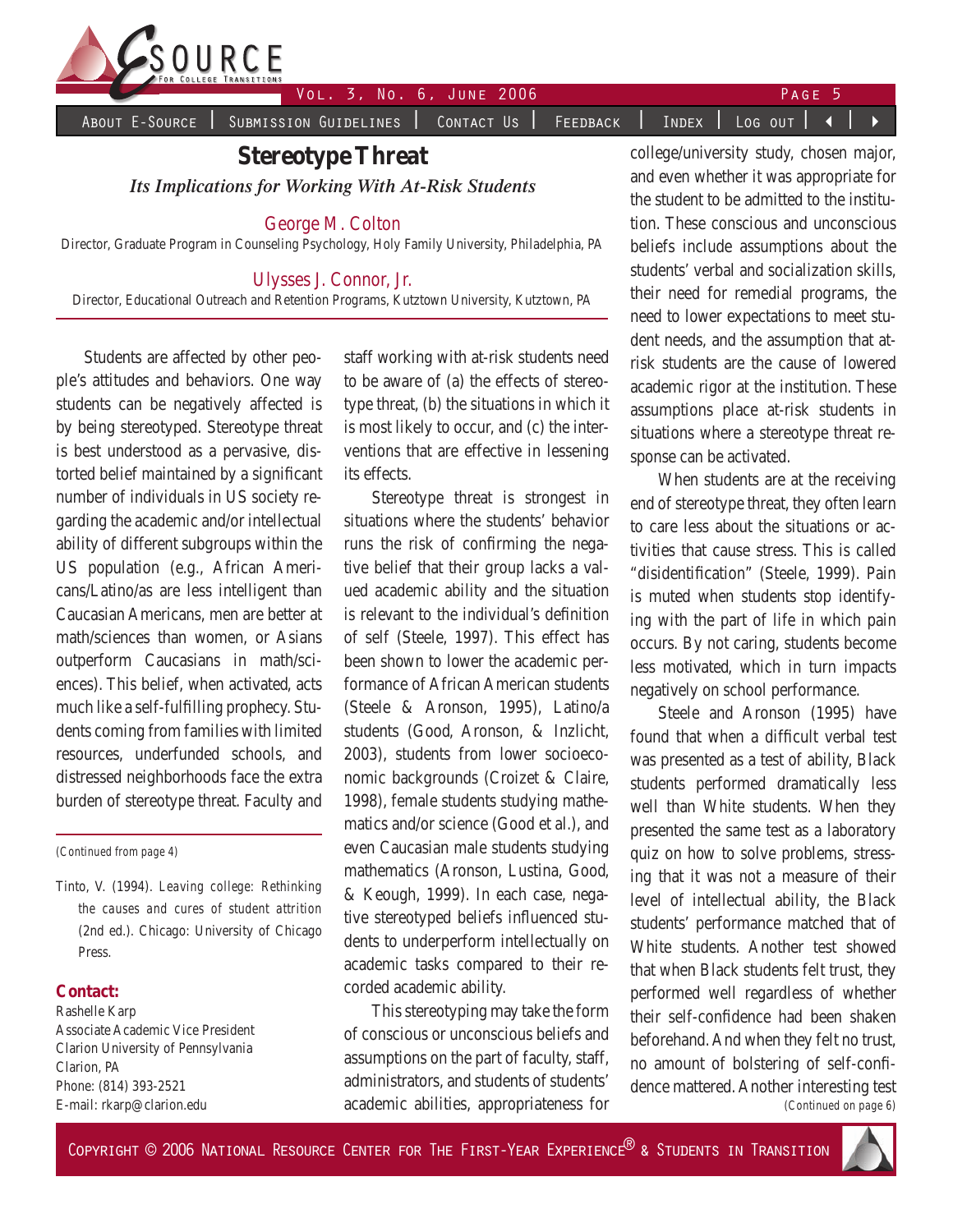# Stereotype Threat

***Its Implications for Working With At-Risk Students***

George M. Colton
Director, Graduate Program in Counseling Psychology, Holy Family University, Philadelphia, PA

Ulysses J. Connor, Jr.
Director, Educational Outreach and Retention Programs, Kutztown University, Kutztown, PA

Students are affected by other people's attitudes and behaviors. One way students can be negatively affected is by being stereotyped. Stereotype threat is best understood as a pervasive, distorted belief maintained by a significant number of individuals in US society regarding the academic and/or intellectual ability of different subgroups within the US population (e.g., African Americans/Latino/as are less intelligent than Caucasian Americans, men are better at math/sciences than women, or Asians outperform Caucasians in math/sciences). This belief, when activated, acts much like a self-fulfilling prophecy. Students coming from families with limited resources, underfunded schools, and distressed neighborhoods face the extra burden of stereotype threat. Faculty and staff working with at-risk students need to be aware of (a) the effects of stereotype threat, (b) the situations in which it is most likely to occur, and (c) the interventions that are effective in lessening its effects.

Stereotype threat is strongest in situations where the students' behavior runs the risk of confirming the negative belief that their group lacks a valued academic ability and the situation is relevant to the individual's definition of self (Steele, 1997). This effect has been shown to lower the academic performance of African American students (Steele & Aronson, 1995), Latino/a students (Good, Aronson, & Inzlicht, 2003), students from lower socioeconomic backgrounds (Croizet & Claire, 1998), female students studying mathematics and/or science (Good et al.), and even Caucasian male students studying mathematics (Aronson, Lustina, Good, & Keough, 1999). In each case, negative stereotyped beliefs influenced students to underperform intellectually on academic tasks compared to their recorded academic ability.

This stereotyping may take the form of conscious or unconscious beliefs and assumptions on the part of faculty, staff, administrators, and students of students' academic abilities, appropriateness for college/university study, chosen major, and even whether it was appropriate for the student to be admitted to the institution. These conscious and unconscious beliefs include assumptions about the students' verbal and socialization skills, their need for remedial programs, the need to lower expectations to meet student needs, and the assumption that at-risk students are the cause of lowered academic rigor at the institution. These assumptions place at-risk students in situations where a stereotype threat response can be activated.

When students are at the receiving end of stereotype threat, they often learn to care less about the situations or activities that cause stress. This is called "disidentification" (Steele, 1999). Pain is muted when students stop identifying with the part of life in which pain occurs. By not caring, students become less motivated, which in turn impacts negatively on school performance.

Steele and Aronson (1995) have found that when a difficult verbal test was presented as a test of ability, Black students performed dramatically less well than White students. When they presented the same test as a laboratory quiz on how to solve problems, stressing that it was not a measure of their level of intellectual ability, the Black students' performance matched that of White students. Another test showed that when Black students felt trust, they performed well regardless of whether their self-confidence had been shaken beforehand. And when they felt no trust, no amount of bolstering of self-confidence mattered. Another interesting test

*(Continued on page 6)*

---

*(Continued from page 4)*

Tinto, V. (1994). *Leaving college: Rethinking the causes and cures of student attrition* (2nd ed.). Chicago: University of Chicago Press.

**Contact:**
Rashelle Karp
Associate Academic Vice President
Clarion University of Pennsylvania
Clarion, PA
Phone: (814) 393-2521
E-mail: rkarp@clarion.edu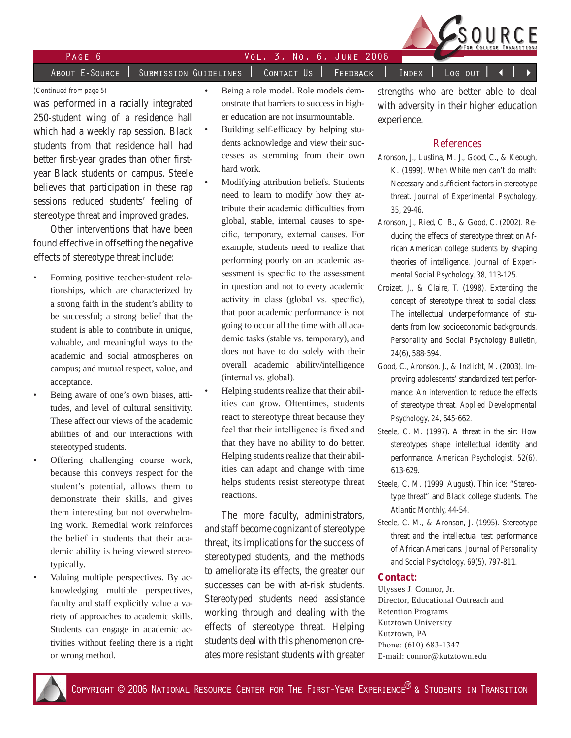(Continued from page 5)

was performed in a racially integrated 250-student wing of a residence hall which had a weekly rap session. Black students from that residence hall had better first-year grades than other first-year Black students on campus. Steele believes that participation in these rap sessions reduced students' feeling of stereotype threat and improved grades.

Other interventions that have been found effective in offsetting the negative effects of stereotype threat include:

- Forming positive teacher-student relationships, which are characterized by a strong faith in the student's ability to be successful; a strong belief that the student is able to contribute in unique, valuable, and meaningful ways to the academic and social atmospheres on campus; and mutual respect, value, and acceptance.
- Being aware of one's own biases, attitudes, and level of cultural sensitivity. These affect our views of the academic abilities of and our interactions with stereotyped students.
- Offering challenging course work, because this conveys respect for the student's potential, allows them to demonstrate their skills, and gives them interesting but not overwhelming work. Remedial work reinforces the belief in students that their academic ability is being viewed stereotypically.
- Valuing multiple perspectives. By acknowledging multiple perspectives, faculty and staff explicitly value a variety of approaches to academic skills. Students can engage in academic activities without feeling there is a right or wrong method.
- Being a role model. Role models demonstrate that barriers to success in higher education are not insurmountable.
- Building self-efficacy by helping students acknowledge and view their successes as stemming from their own hard work.
- Modifying attribution beliefs. Students need to learn to modify how they attribute their academic difficulties from global, stable, internal causes to specific, temporary, external causes. For example, students need to realize that performing poorly on an academic assessment is specific to the assessment in question and not to every academic activity in class (global vs. specific), that poor academic performance is not going to occur all the time with all academic tasks (stable vs. temporary), and does not have to do solely with their overall academic ability/intelligence (internal vs. global).
- Helping students realize that their abilities can grow. Oftentimes, students react to stereotype threat because they feel that their intelligence is fixed and that they have no ability to do better. Helping students realize that their abilities can adapt and change with time helps students resist stereotype threat reactions.

The more faculty, administrators, and staff become cognizant of stereotype threat, its implications for the success of stereotyped students, and the methods to ameliorate its effects, the greater our successes can be with at-risk students. Stereotyped students need assistance working through and dealing with the effects of stereotype threat. Helping students deal with this phenomenon creates more resistant students with greater strengths who are better able to deal with adversity in their higher education experience.

## References

Aronson, J., Lustina, M. J., Good, C., & Keough, K. (1999). When White men can't do math: Necessary and sufficient factors in stereotype threat. *Journal of Experimental Psychology, 35*, 29-46.

Aronson, J., Ried, C. B., & Good, C. (2002). Reducing the effects of stereotype threat on African American college students by shaping theories of intelligence. *Journal of Experimental Social Psychology, 38*, 113-125.

Croizet, J., & Claire, T. (1998). Extending the concept of stereotype threat to social class: The intellectual underperformance of students from low socioeconomic backgrounds. *Personality and Social Psychology Bulletin, 24*(6), 588-594.

Good, C., Aronson, J., & Inzlicht, M. (2003). Improving adolescents' standardized test performance: An intervention to reduce the effects of stereotype threat. *Applied Developmental Psychology, 24*, 645-662.

Steele, C. M. (1997). A threat in the air: How stereotypes shape intellectual identity and performance. *American Psychologist, 52*(6), 613-629.

Steele, C. M. (1999, August). Thin ice: "Stereotype threat" and Black college students. *The Atlantic Monthly*, 44-54.

Steele, C. M., & Aronson, J. (1995). Stereotype threat and the intellectual test performance of African Americans. *Journal of Personality and Social Psychology, 69*(5), 797-811.

**Contact:**

Ulysses J. Connor, Jr.
Director, Educational Outreach and Retention Programs
Kutztown University
Kutztown, PA
Phone: (610) 683-1347
E-mail: connor@kutztown.edu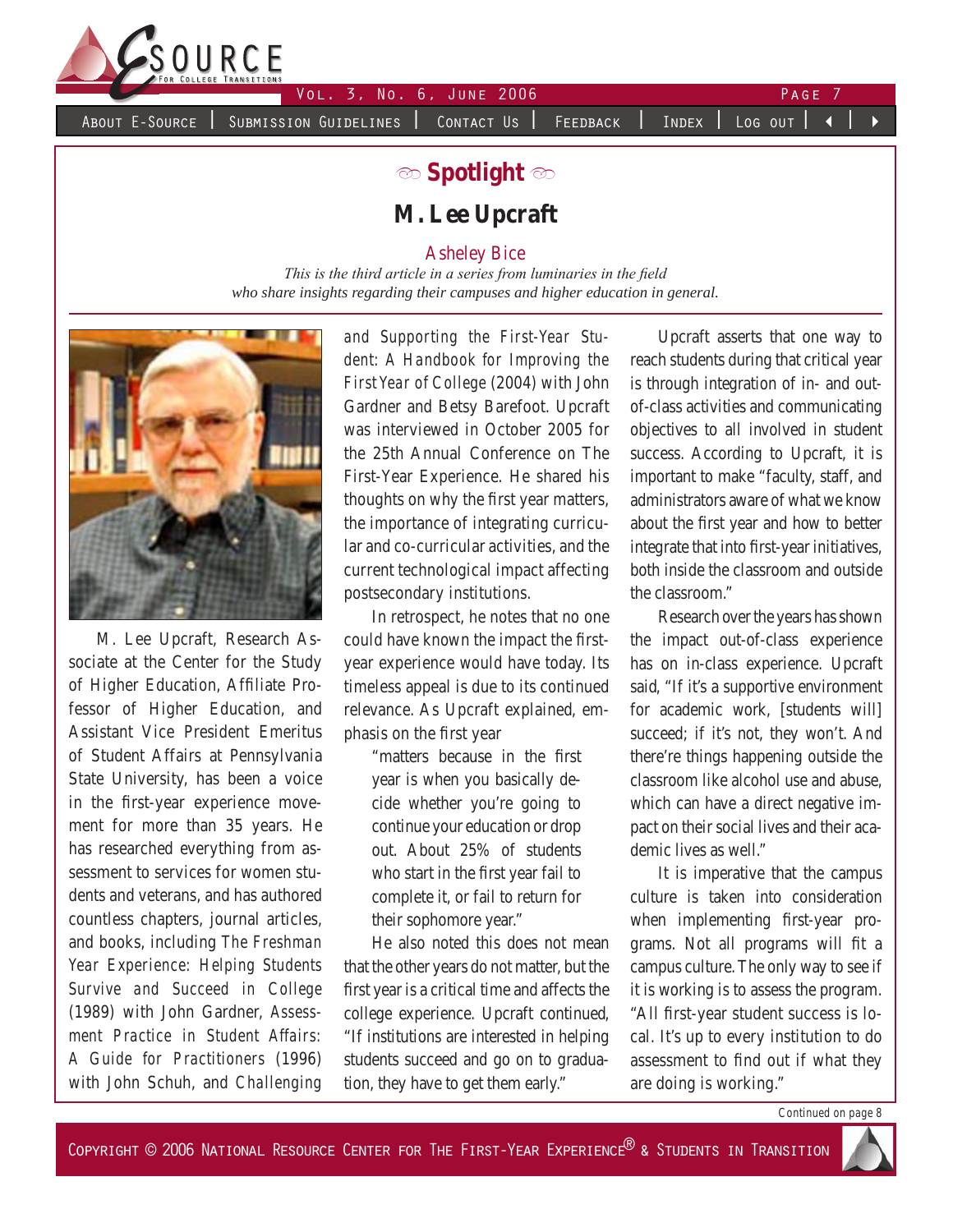## Spotlight

# M. Lee Upcraft

Asheley Bice

*This is the third article in a series from luminaries in the field who share insights regarding their campuses and higher education in general.*

M. Lee Upcraft, Research Associate at the Center for the Study of Higher Education, Affiliate Professor of Higher Education, and Assistant Vice President Emeritus of Student Affairs at Pennsylvania State University, has been a voice in the first-year experience movement for more than 35 years. He has researched everything from assessment to services for women students and veterans, and has authored countless chapters, journal articles, and books, including *The Freshman Year Experience: Helping Students Survive and Succeed in College* (1989) with John Gardner, *Assessment Practice in Student Affairs: A Guide for Practitioners* (1996) with John Schuh, and *Challenging and Supporting the First-Year Student: A Handbook for Improving the First Year of College* (2004) with John Gardner and Betsy Barefoot. Upcraft was interviewed in October 2005 for the 25th Annual Conference on The First-Year Experience. He shared his thoughts on why the first year matters, the importance of integrating curricular and co-curricular activities, and the current technological impact affecting postsecondary institutions.

In retrospect, he notes that no one could have known the impact the first-year experience would have today. Its timeless appeal is due to its continued relevance. As Upcraft explained, emphasis on the first year

> "matters because in the first year is when you basically decide whether you're going to continue your education or drop out. About 25% of students who start in the first year fail to complete it, or fail to return for their sophomore year."

He also noted this does not mean that the other years do not matter, but the first year is a critical time and affects the college experience. Upcraft continued, "If institutions are interested in helping students succeed and go on to graduation, they have to get them early."

Upcraft asserts that one way to reach students during that critical year is through integration of in- and out-of-class activities and communicating objectives to all involved in student success. According to Upcraft, it is important to make "faculty, staff, and administrators aware of what we know about the first year and how to better integrate that into first-year initiatives, both inside the classroom and outside the classroom."

Research over the years has shown the impact out-of-class experience has on in-class experience. Upcraft said, "If it's a supportive environment for academic work, [students will] succeed; if it's not, they won't. And there're things happening outside the classroom like alcohol use and abuse, which can have a direct negative impact on their social lives and their academic lives as well."

It is imperative that the campus culture is taken into consideration when implementing first-year programs. Not all programs will fit a campus culture. The only way to see if it is working is to assess the program. "All first-year student success is local. It's up to every institution to do assessment to find out if what they are doing is working."

Continued on page 8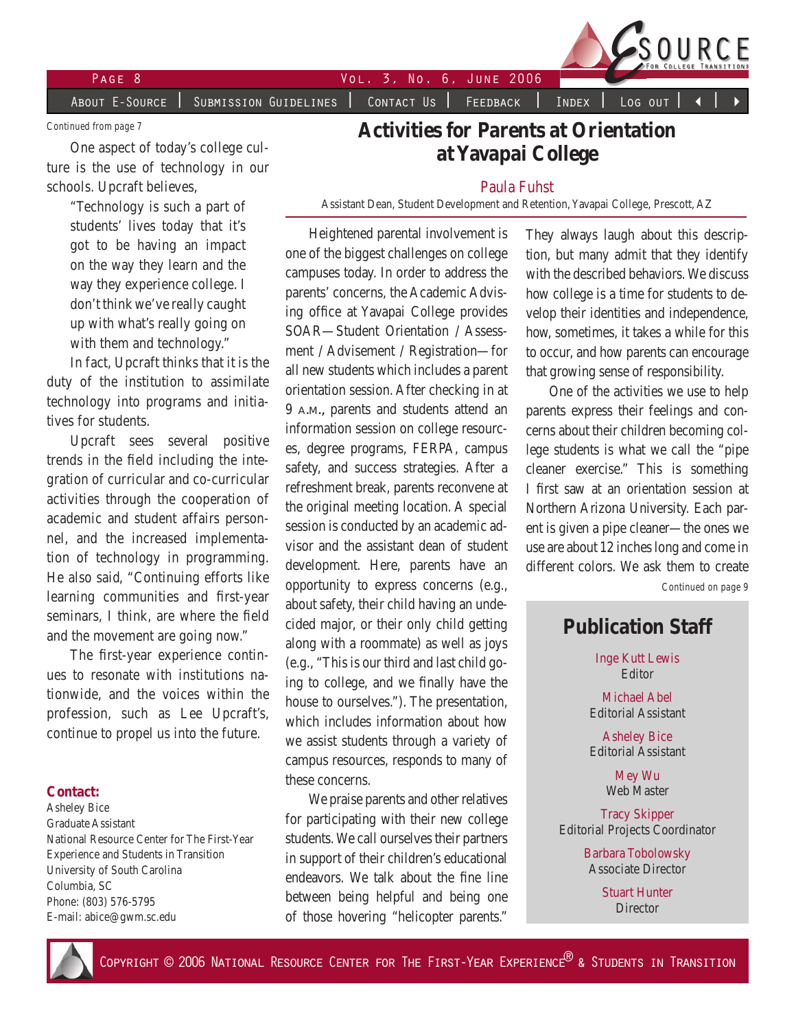*Continued from page 7*

One aspect of today's college culture is the use of technology in our schools. Upcraft believes,

> "Technology is such a part of students' lives today that it's got to be having an impact on the way they learn and the way they experience college. I don't think we've really caught up with what's really going on with them and technology."

In fact, Upcraft thinks that it is the duty of the institution to assimilate technology into programs and initiatives for students.

Upcraft sees several positive trends in the field including the integration of curricular and co-curricular activities through the cooperation of academic and student affairs personnel, and the increased implementation of technology in programming. He also said, "Continuing efforts like learning communities and first-year seminars, I think, are where the field and the movement are going now."

The first-year experience continues to resonate with institutions nationwide, and the voices within the profession, such as Lee Upcraft's, continue to propel us into the future.

**Contact:**
Asheley Bice
Graduate Assistant
National Resource Center for The First-Year Experience and Students in Transition
University of South Carolina
Columbia, SC
Phone: (803) 576-5795
E-mail: abice@gwm.sc.edu

# Activities for Parents at Orientation at Yavapai College

Paula Fuhst
Assistant Dean, Student Development and Retention, Yavapai College, Prescott, AZ

Heightened parental involvement is one of the biggest challenges on college campuses today. In order to address the parents' concerns, the Academic Advising office at Yavapai College provides SOAR—Student Orientation / Assessment / Advisement / Registration—for all new students which includes a parent orientation session. After checking in at 9 A.M., parents and students attend an information session on college resources, degree programs, FERPA, campus safety, and success strategies. After a refreshment break, parents reconvene at the original meeting location. A special session is conducted by an academic advisor and the assistant dean of student development. Here, parents have an opportunity to express concerns (e.g., about safety, their child having an undecided major, or their only child getting along with a roommate) as well as joys (e.g., "This is our third and last child going to college, and we finally have the house to ourselves."). The presentation, which includes information about how we assist students through a variety of campus resources, responds to many of these concerns.

We praise parents and other relatives for participating with their new college students. We call ourselves their partners in support of their children's educational endeavors. We talk about the fine line between being helpful and being one of those hovering "helicopter parents." They always laugh about this description, but many admit that they identify with the described behaviors. We discuss how college is a time for students to develop their identities and independence, how, sometimes, it takes a while for this to occur, and how parents can encourage that growing sense of responsibility.

One of the activities we use to help parents express their feelings and concerns about their children becoming college students is what we call the "pipe cleaner exercise." This is something I first saw at an orientation session at Northern Arizona University. Each parent is given a pipe cleaner—the ones we use are about 12 inches long and come in different colors. We ask them to create

*Continued on page 9*

## Publication Staff

Inge Kutt Lewis
Editor

Michael Abel
Editorial Assistant

Asheley Bice
Editorial Assistant

Mey Wu
Web Master

Tracy Skipper
Editorial Projects Coordinator

Barbara Tobolowsky
Associate Director

Stuart Hunter
Director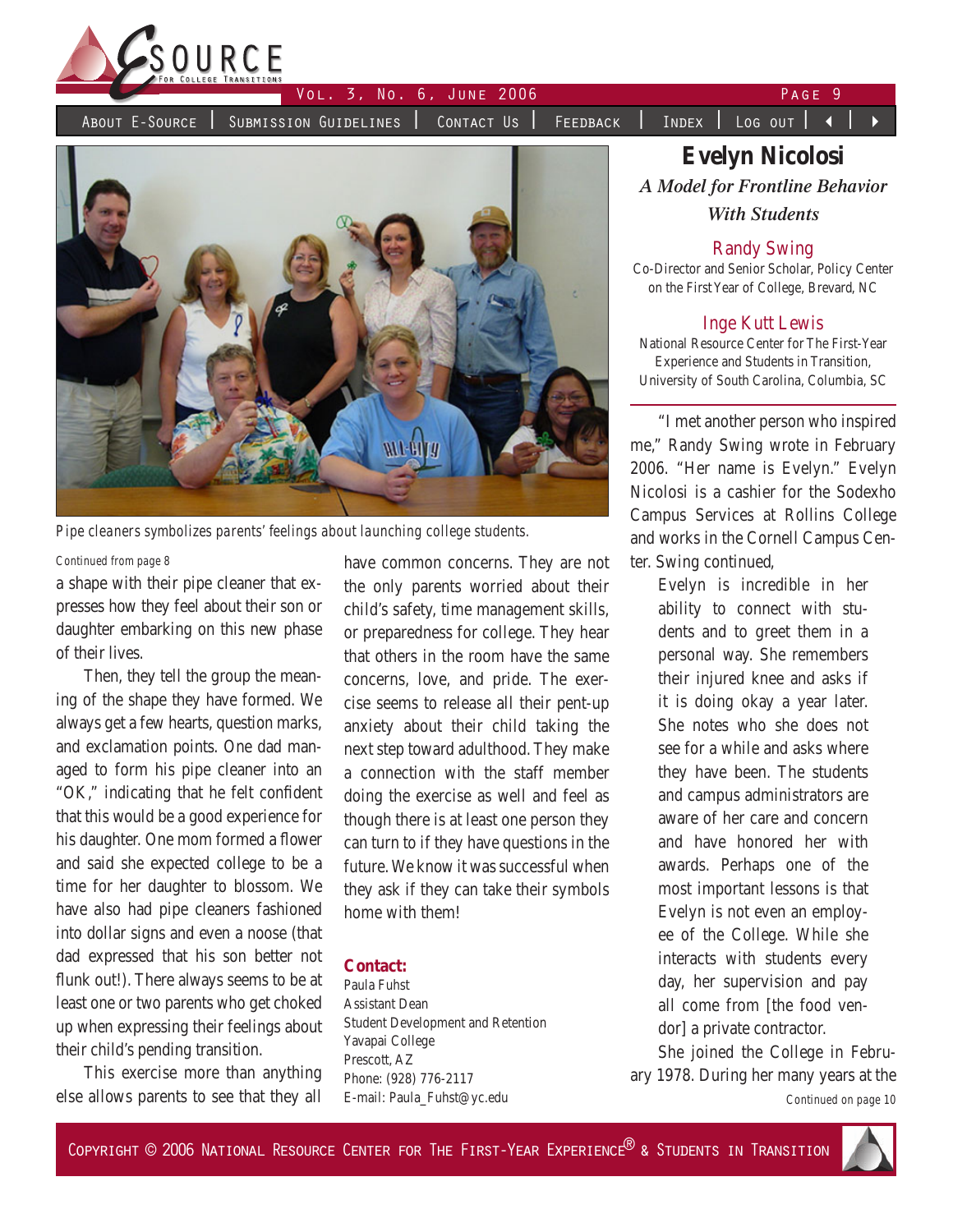Pipe cleaners symbolizes parents' feelings about launching college students.

Continued from page 8

a shape with their pipe cleaner that expresses how they feel about their son or daughter embarking on this new phase of their lives.

Then, they tell the group the meaning of the shape they have formed. We always get a few hearts, question marks, and exclamation points. One dad managed to form his pipe cleaner into an "OK," indicating that he felt confident that this would be a good experience for his daughter. One mom formed a flower and said she expected college to be a time for her daughter to blossom. We have also had pipe cleaners fashioned into dollar signs and even a noose (that dad expressed that his son better not flunk out!). There always seems to be at least one or two parents who get choked up when expressing their feelings about their child's pending transition.

This exercise more than anything else allows parents to see that they all have common concerns. They are not the only parents worried about their child's safety, time management skills, or preparedness for college. They hear that others in the room have the same concerns, love, and pride. The exercise seems to release all their pent-up anxiety about their child taking the next step toward adulthood. They make a connection with the staff member doing the exercise as well and feel as though there is at least one person they can turn to if they have questions in the future. We know it was successful when they ask if they can take their symbols home with them!

**Contact:**
Paula Fuhst
Assistant Dean
Student Development and Retention
Yavapai College
Prescott, AZ
Phone: (928) 776-2117
E-mail: Paula_Fuhst@yc.edu

# Evelyn Nicolosi

### *A Model for Frontline Behavior With Students*

**Randy Swing**
Co-Director and Senior Scholar, Policy Center on the First Year of College, Brevard, NC

**Inge Kutt Lewis**
National Resource Center for The First-Year Experience and Students in Transition, University of South Carolina, Columbia, SC

"I met another person who inspired me," Randy Swing wrote in February 2006. "Her name is Evelyn." Evelyn Nicolosi is a cashier for the Sodexho Campus Services at Rollins College and works in the Cornell Campus Center. Swing continued,

> Evelyn is incredible in her ability to connect with students and to greet them in a personal way. She remembers their injured knee and asks if it is doing okay a year later. She notes who she does not see for a while and asks where they have been. The students and campus administrators are aware of her care and concern and have honored her with awards. Perhaps one of the most important lessons is that Evelyn is not even an employee of the College. While she interacts with students every day, her supervision and pay all come from [the food vendor] a private contractor.

She joined the College in February 1978. During her many years at the

Continued on page 10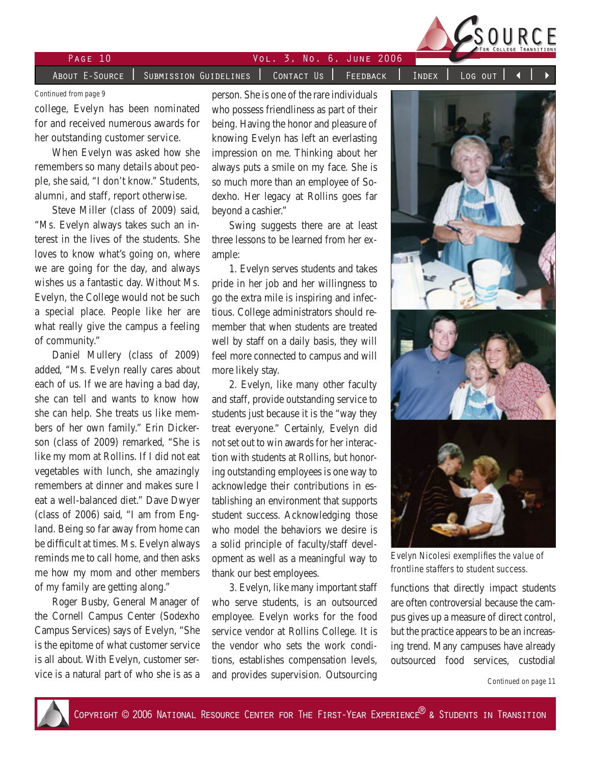*Continued from page 9*

college, Evelyn has been nominated for and received numerous awards for her outstanding customer service.

When Evelyn was asked how she remembers so many details about people, she said, "I don't know." Students, alumni, and staff, report otherwise.

Steve Miller (class of 2009) said, "Ms. Evelyn always takes such an interest in the lives of the students. She loves to know what's going on, where we are going for the day, and always wishes us a fantastic day. Without Ms. Evelyn, the College would not be such a special place. People like her are what really give the campus a feeling of community."

Daniel Mullery (class of 2009) added, "Ms. Evelyn really cares about each of us. If we are having a bad day, she can tell and wants to know how she can help. She treats us like members of her own family." Erin Dickerson (class of 2009) remarked, "She is like my mom at Rollins. If I did not eat vegetables with lunch, she amazingly remembers at dinner and makes sure I eat a well-balanced diet." Dave Dwyer (class of 2006) said, "I am from England. Being so far away from home can be difficult at times. Ms. Evelyn always reminds me to call home, and then asks me how my mom and other members of my family are getting along."

Roger Busby, General Manager of the Cornell Campus Center (Sodexho Campus Services) says of Evelyn, "She is the epitome of what customer service is all about. With Evelyn, customer service is a natural part of who she is as a person. She is one of the rare individuals who possess friendliness as part of their being. Having the honor and pleasure of knowing Evelyn has left an everlasting impression on me. Thinking about her always puts a smile on my face. She is so much more than an employee of Sodexho. Her legacy at Rollins goes far beyond a cashier."

Swing suggests there are at least three lessons to be learned from her example:

1. Evelyn serves students and takes pride in her job and her willingness to go the extra mile is inspiring and infectious. College administrators should remember that when students are treated well by staff on a daily basis, they will feel more connected to campus and will more likely stay.

2. Evelyn, like many other faculty and staff, provide outstanding service to students just because it is the "way they treat everyone." Certainly, Evelyn did not set out to win awards for her interaction with students at Rollins, but honoring outstanding employees is one way to acknowledge their contributions in establishing an environment that supports student success. Acknowledging those who model the behaviors we desire is a solid principle of faculty/staff development as well as a meaningful way to thank our best employees.

3. Evelyn, like many important staff who serve students, is an outsourced employee. Evelyn works for the food service vendor at Rollins College. It is the vendor who sets the work conditions, establishes compensation levels, and provides supervision. Outsourcing functions that directly impact students are often controversial because the campus gives up a measure of direct control, but the practice appears to be an increasing trend. Many campuses have already outsourced food services, custodial

*Evelyn Nicolesi exemplifies the value of frontline staffers to student success.*

*Continued on page 11*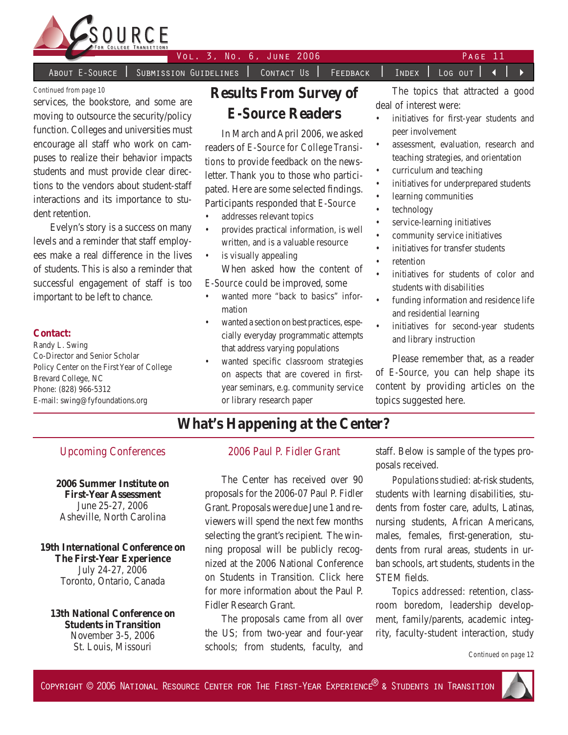Continued from page 10

services, the bookstore, and some are moving to outsource the security/policy function. Colleges and universities must encourage all staff who work on campuses to realize their behavior impacts students and must provide clear directions to the vendors about student-staff interactions and its importance to student retention.

Evelyn's story is a success on many levels and a reminder that staff employees make a real difference in the lives of students. This is also a reminder that successful engagement of staff is too important to be left to chance.

**Contact:**
Randy L. Swing
Co-Director and Senior Scholar
Policy Center on the First Year of College
Brevard College, NC
Phone: (828) 966-5312
E-mail: swing@fyfoundations.org

## Results From Survey of E-Source Readers

In March and April 2006, we asked readers of *E-Source for College Transitions* to provide feedback on the newsletter. Thank you to those who participated. Here are some selected findings. Participants responded that *E-Source*

- addresses relevant topics
- provides practical information, is well written, and is a valuable resource
- is visually appealing

When asked how the content of *E-Source* could be improved, some

- wanted more "back to basics" information
- wanted a section on best practices, especially everyday programmatic attempts that address varying populations
- wanted specific classroom strategies on aspects that are covered in first-year seminars, e.g. community service or library research paper

The topics that attracted a good deal of interest were:

- initiatives for first-year students and peer involvement
- assessment, evaluation, research and teaching strategies, and orientation
- curriculum and teaching
- initiatives for underprepared students
- learning communities
- technology
- service-learning initiatives
- community service initiatives
- initiatives for transfer students
- retention
- initiatives for students of color and students with disabilities
- funding information and residence life and residential learning
- initiatives for second-year students and library instruction

Please remember that, as a reader of *E-Source*, you can help shape its content by providing articles on the topics suggested here.

## What's Happening at the Center?

### Upcoming Conferences

**2006 Summer Institute on First-Year Assessment**
June 25-27, 2006
Asheville, North Carolina

**19th International Conference on The First-Year Experience**
July 24-27, 2006
Toronto, Ontario, Canada

**13th National Conference on Students in Transition**
November 3-5, 2006
St. Louis, Missouri

### 2006 Paul P. Fidler Grant

The Center has received over 90 proposals for the 2006-07 Paul P. Fidler Grant. Proposals were due June 1 and reviewers will spend the next few months selecting the grant's recipient. The winning proposal will be publicly recognized at the 2006 National Conference on Students in Transition. Click here for more information about the Paul P. Fidler Research Grant.

The proposals came from all over the US; from two-year and four-year schools; from students, faculty, and staff. Below is sample of the types proposals received.

*Populations studied:* at-risk students, students with learning disabilities, students from foster care, adults, Latinas, nursing students, African Americans, males, females, first-generation, students from rural areas, students in urban schools, art students, students in the STEM fields.

*Topics addressed:* retention, classroom boredom, leadership development, family/parents, academic integrity, faculty-student interaction, study

Continued on page 12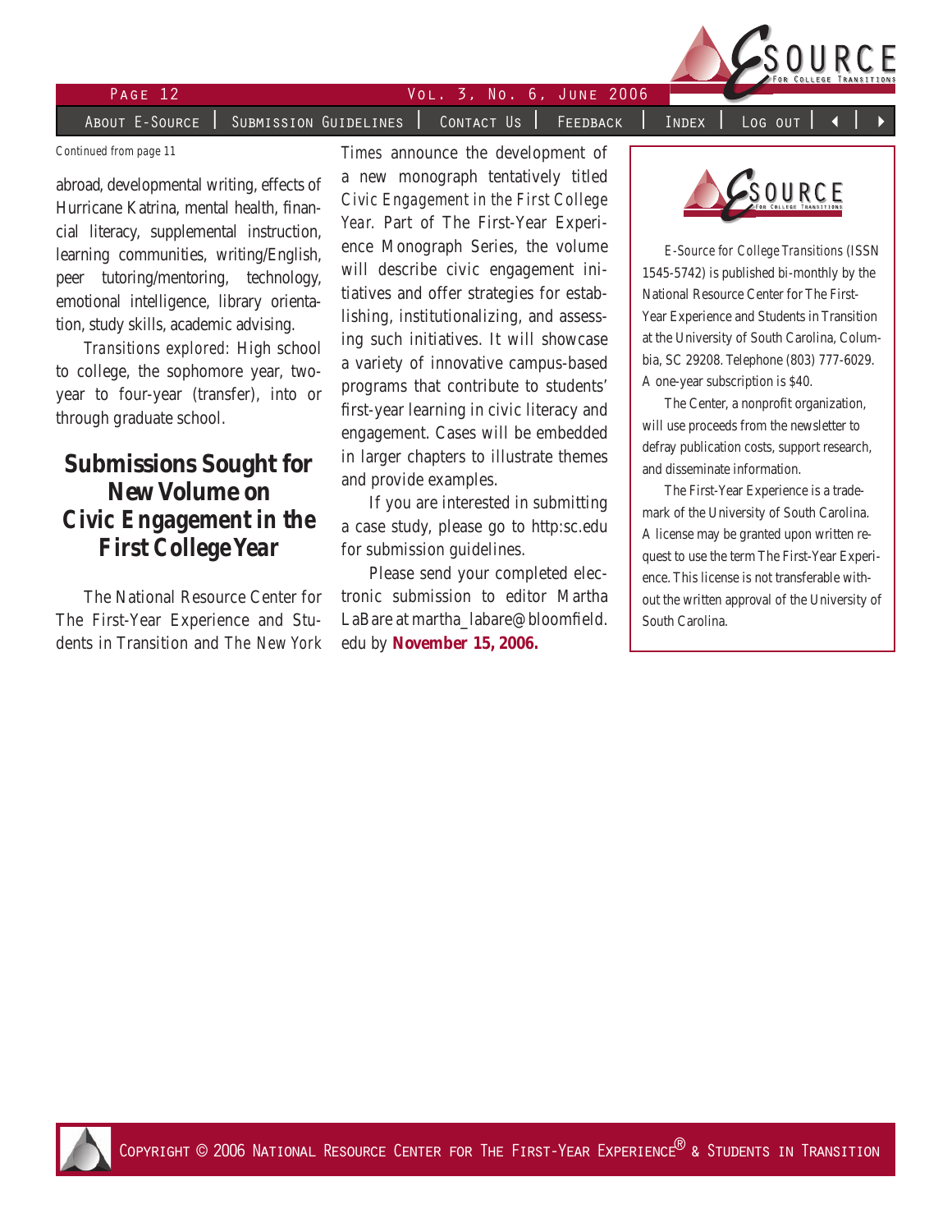*Continued from page 11*

abroad, developmental writing, effects of Hurricane Katrina, mental health, financial literacy, supplemental instruction, learning communities, writing/English, peer tutoring/mentoring, technology, emotional intelligence, library orientation, study skills, academic advising.

*Transitions explored*: High school to college, the sophomore year, two-year to four-year (transfer), into or through graduate school.

## Submissions Sought for New Volume on *Civic Engagement in the First College Year*

The National Resource Center for The First-Year Experience and Students in Transition and *The New York Times* announce the development of a new monograph tentatively titled *Civic Engagement in the First College Year*. Part of The First-Year Experience Monograph Series, the volume will describe civic engagement initiatives and offer strategies for establishing, institutionalizing, and assessing such initiatives. It will showcase a variety of innovative campus-based programs that contribute to students' first-year learning in civic literacy and engagement. Cases will be embedded in larger chapters to illustrate themes and provide examples.

If you are interested in submitting a case study, please go to http:sc.edu for submission guidelines.

Please send your completed electronic submission to editor Martha LaBare at martha_labare@bloomfield.edu by **November 15, 2006.**

---

*E-Source for College Transitions* (ISSN 1545-5742) is published bi-monthly by the National Resource Center for The First-Year Experience and Students in Transition at the University of South Carolina, Columbia, SC 29208. Telephone (803) 777-6029. A one-year subscription is $40.

The Center, a nonprofit organization, will use proceeds from the newsletter to defray publication costs, support research, and disseminate information.

The First-Year Experience is a trademark of the University of South Carolina. A license may be granted upon written request to use the term The First-Year Experience. This license is not transferable without the written approval of the University of South Carolina.